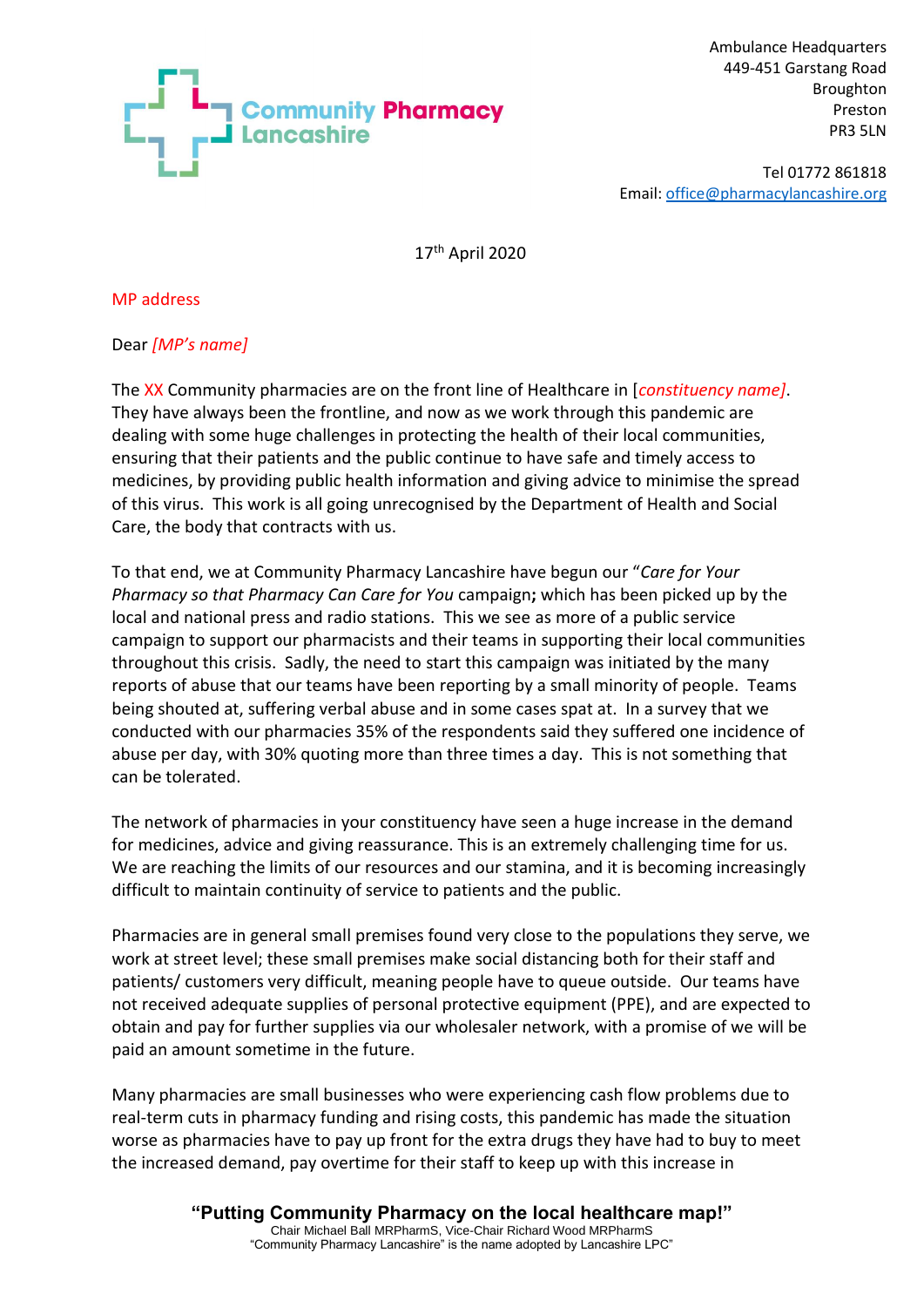Community Pharmacy Lancashire

Ambulance Headquarters
449-451 Garstang Road
Broughton
Preston
PR3 5LN

Tel 01772 861818
Email: office@pharmacylancashire.org

17th April 2020

MP address

Dear *[MP's name]*

The XX Community pharmacies are on the front line of Healthcare in [*constituency name*]. They have always been the frontline, and now as we work through this pandemic are dealing with some huge challenges in protecting the health of their local communities, ensuring that their patients and the public continue to have safe and timely access to medicines, by providing public health information and giving advice to minimise the spread of this virus. This work is all going unrecognised by the Department of Health and Social Care, the body that contracts with us.

To that end, we at Community Pharmacy Lancashire have begun our "*Care for Your Pharmacy so that Pharmacy Can Care for You* campaign**;** which has been picked up by the local and national press and radio stations. This we see as more of a public service campaign to support our pharmacists and their teams in supporting their local communities throughout this crisis. Sadly, the need to start this campaign was initiated by the many reports of abuse that our teams have been reporting by a small minority of people. Teams being shouted at, suffering verbal abuse and in some cases spat at. In a survey that we conducted with our pharmacies 35% of the respondents said they suffered one incidence of abuse per day, with 30% quoting more than three times a day. This is not something that can be tolerated.

The network of pharmacies in your constituency have seen a huge increase in the demand for medicines, advice and giving reassurance. This is an extremely challenging time for us. We are reaching the limits of our resources and our stamina, and it is becoming increasingly difficult to maintain continuity of service to patients and the public.

Pharmacies are in general small premises found very close to the populations they serve, we work at street level; these small premises make social distancing both for their staff and patients/ customers very difficult, meaning people have to queue outside. Our teams have not received adequate supplies of personal protective equipment (PPE), and are expected to obtain and pay for further supplies via our wholesaler network, with a promise of we will be paid an amount sometime in the future.

Many pharmacies are small businesses who were experiencing cash flow problems due to real-term cuts in pharmacy funding and rising costs, this pandemic has made the situation worse as pharmacies have to pay up front for the extra drugs they have had to buy to meet the increased demand, pay overtime for their staff to keep up with this increase in

**"Putting Community Pharmacy on the local healthcare map!"**
Chair Michael Ball MRPharmS, Vice-Chair Richard Wood MRPharmS
"Community Pharmacy Lancashire" is the name adopted by Lancashire LPC"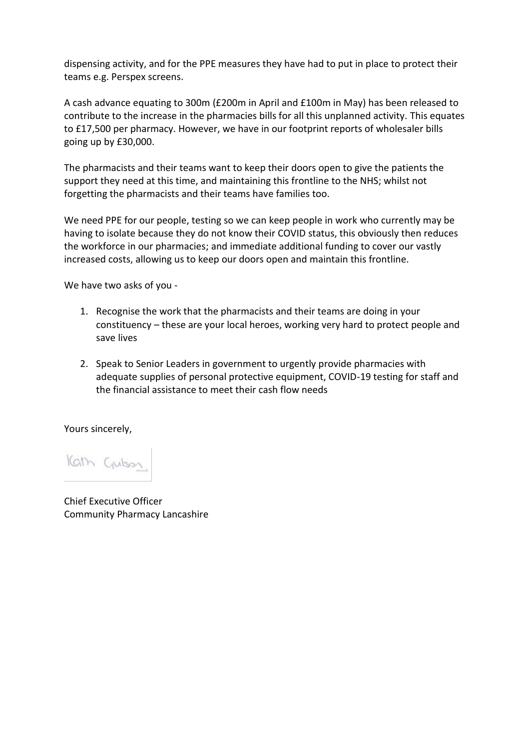dispensing activity, and for the PPE measures they have had to put in place to protect their teams e.g. Perspex screens.

A cash advance equating to 300m (£200m in April and £100m in May) has been released to contribute to the increase in the pharmacies bills for all this unplanned activity. This equates to £17,500 per pharmacy. However, we have in our footprint reports of wholesaler bills going up by £30,000.

The pharmacists and their teams want to keep their doors open to give the patients the support they need at this time, and maintaining this frontline to the NHS; whilst not forgetting the pharmacists and their teams have families too.

We need PPE for our people, testing so we can keep people in work who currently may be having to isolate because they do not know their COVID status, this obviously then reduces the workforce in our pharmacies; and immediate additional funding to cover our vastly increased costs, allowing us to keep our doors open and maintain this frontline.

We have two asks of you -

1. Recognise the work that the pharmacists and their teams are doing in your constituency – these are your local heroes, working very hard to protect people and save lives
2. Speak to Senior Leaders in government to urgently provide pharmacies with adequate supplies of personal protective equipment, COVID-19 testing for staff and the financial assistance to meet their cash flow needs

Yours sincerely,

Kath Gubson

Chief Executive Officer
Community Pharmacy Lancashire